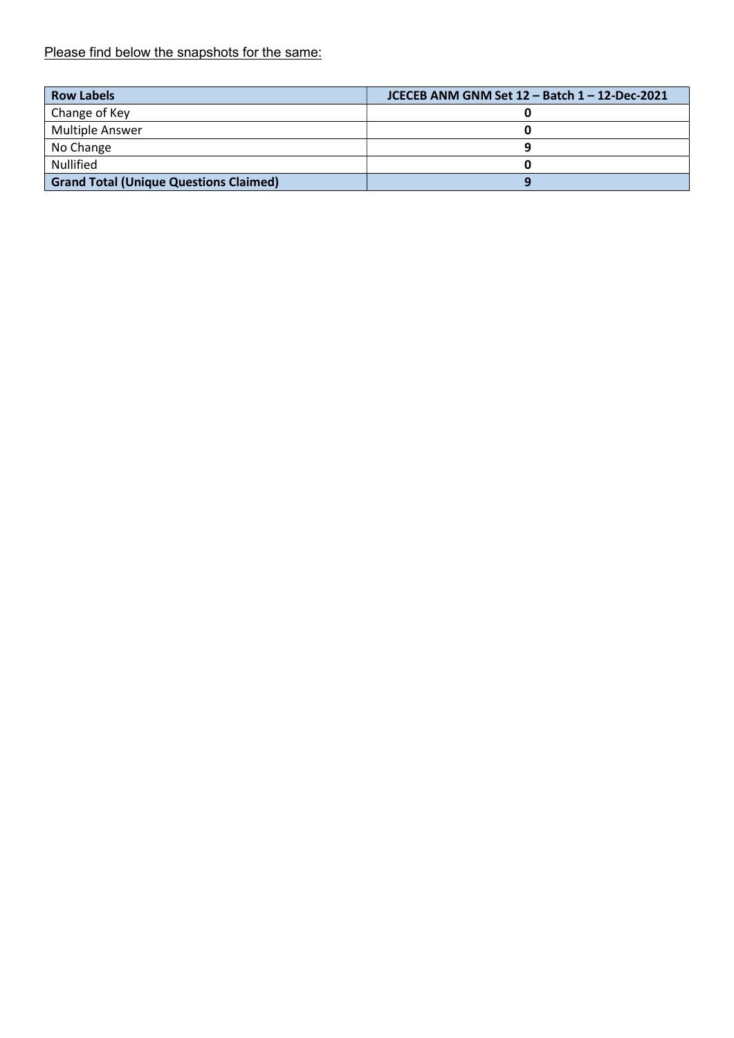Please find below the snapshots for the same:

| **Row Labels** | **JCECEB ANM GNM Set 12 – Batch 1 – 12-Dec-2021** |
|---|---|
| Change of Key | **0** |
| Multiple Answer | **0** |
| No Change | **9** |
| Nullified | **0** |
| **Grand Total (Unique Questions Claimed)** | **9** |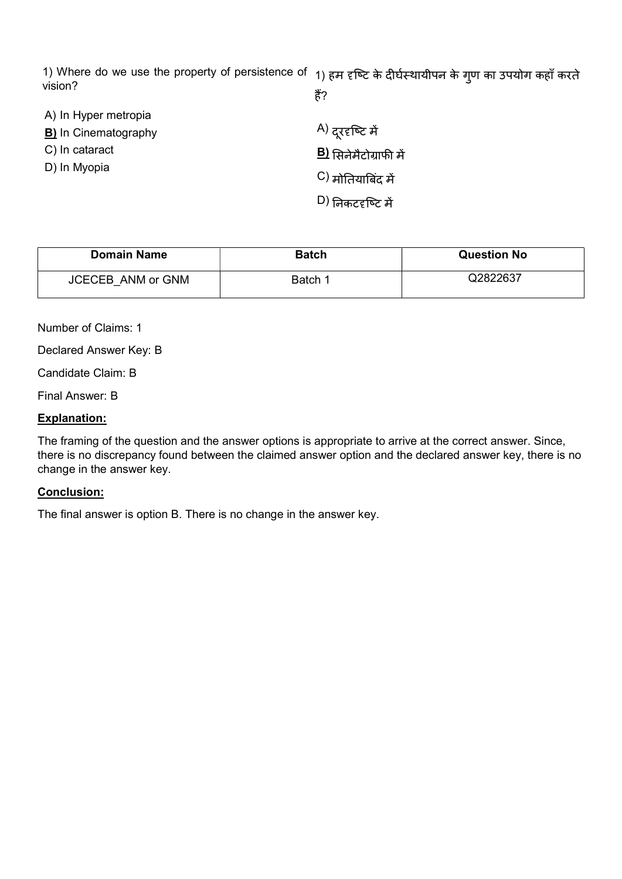1) Where do we use the property of persistence of vision?

A) In Hyper metropia

**B)** In Cinematography

C) In cataract

D) In Myopia

1) हम दृष्टि के दीर्घस्थायीपन के गुण का उपयोग कहाँ करते हैं?

A) दूरदृष्टि में

**B)** सिनेमैटोग्राफी में

C) मोतियाबिंद में

D) निकटदृष्टि में

| Domain Name | Batch | Question No |
| --- | --- | --- |
| JCECEB_ANM or GNM | Batch 1 | Q2822637 |

Number of Claims: 1

Declared Answer Key: B

Candidate Claim: B

Final Answer: B

**Explanation:**

The framing of the question and the answer options is appropriate to arrive at the correct answer. Since, there is no discrepancy found between the claimed answer option and the declared answer key, there is no change in the answer key.

**Conclusion:**

The final answer is option B. There is no change in the answer key.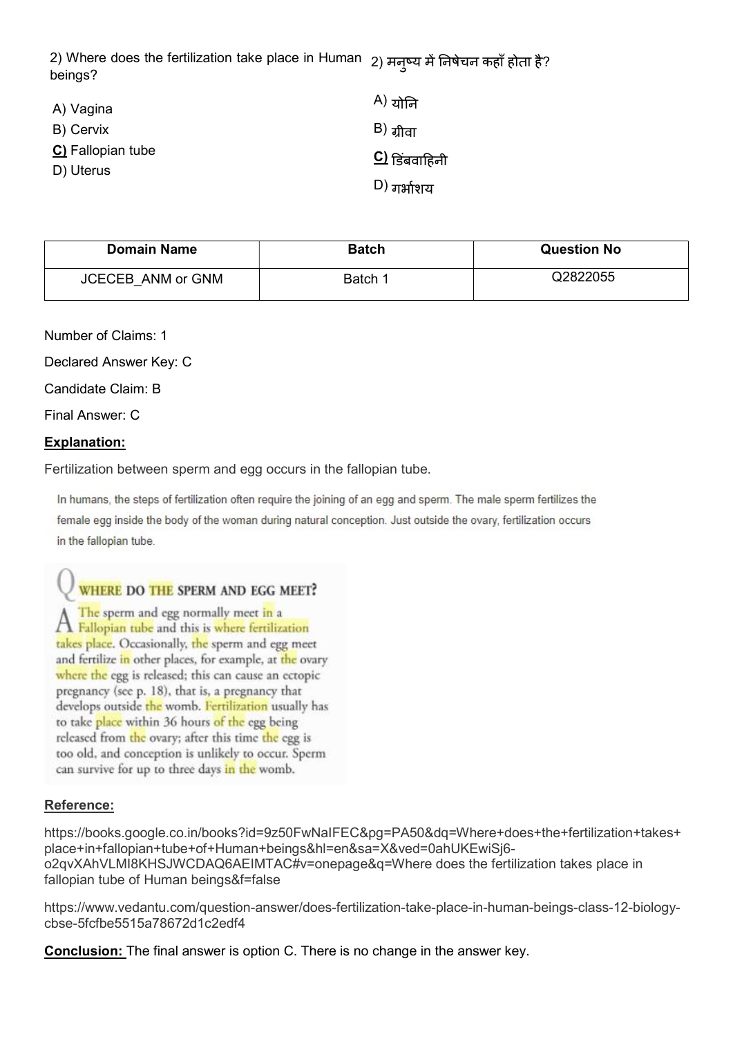2) Where does the fertilization take place in Human beings?

A) Vagina
B) Cervix
**C)** Fallopian tube
D) Uterus

2) मनुष्य में निषेचन कहाँ होता है?

A) योनि
B) ग्रीवा
**C)** डिंबवाहिनी
D) गर्भाशय

| Domain Name | Batch | Question No |
|---|---|---|
| JCECEB_ANM or GNM | Batch 1 | Q2822055 |

Number of Claims: 1

Declared Answer Key: C

Candidate Claim: B

Final Answer: C

**Explanation:**

Fertilization between sperm and egg occurs in the fallopian tube.

In humans, the steps of fertilization often require the joining of an egg and sperm. The male sperm fertilizes the female egg inside the body of the woman during natural conception. Just outside the ovary, fertilization occurs in the fallopian tube.

**Q WHERE DO THE SPERM AND EGG MEET?**

A The sperm and egg normally meet in a Fallopian tube and this is where fertilization takes place. Occasionally, the sperm and egg meet and fertilize in other places, for example, at the ovary where the egg is released; this can cause an ectopic pregnancy (see p. 18), that is, a pregnancy that develops outside the womb. Fertilization usually has to take place within 36 hours of the egg being released from the ovary; after this time the egg is too old, and conception is unlikely to occur. Sperm can survive for up to three days in the womb.

**Reference:**

https://books.google.co.in/books?id=9z50FwNaIFEC&pg=PA50&dq=Where+does+the+fertilization+takes+place+in+fallopian+tube+of+Human+beings&hl=en&sa=X&ved=0ahUKEwiSj6-o2qvXAhVLMI8KHSJWCDAQ6AEIMTAC#v=onepage&q=Where does the fertilization takes place in fallopian tube of Human beings&f=false

https://www.vedantu.com/question-answer/does-fertilization-take-place-in-human-beings-class-12-biology-cbse-5fcfbe5515a78672d1c2edf4

**Conclusion:** The final answer is option C. There is no change in the answer key.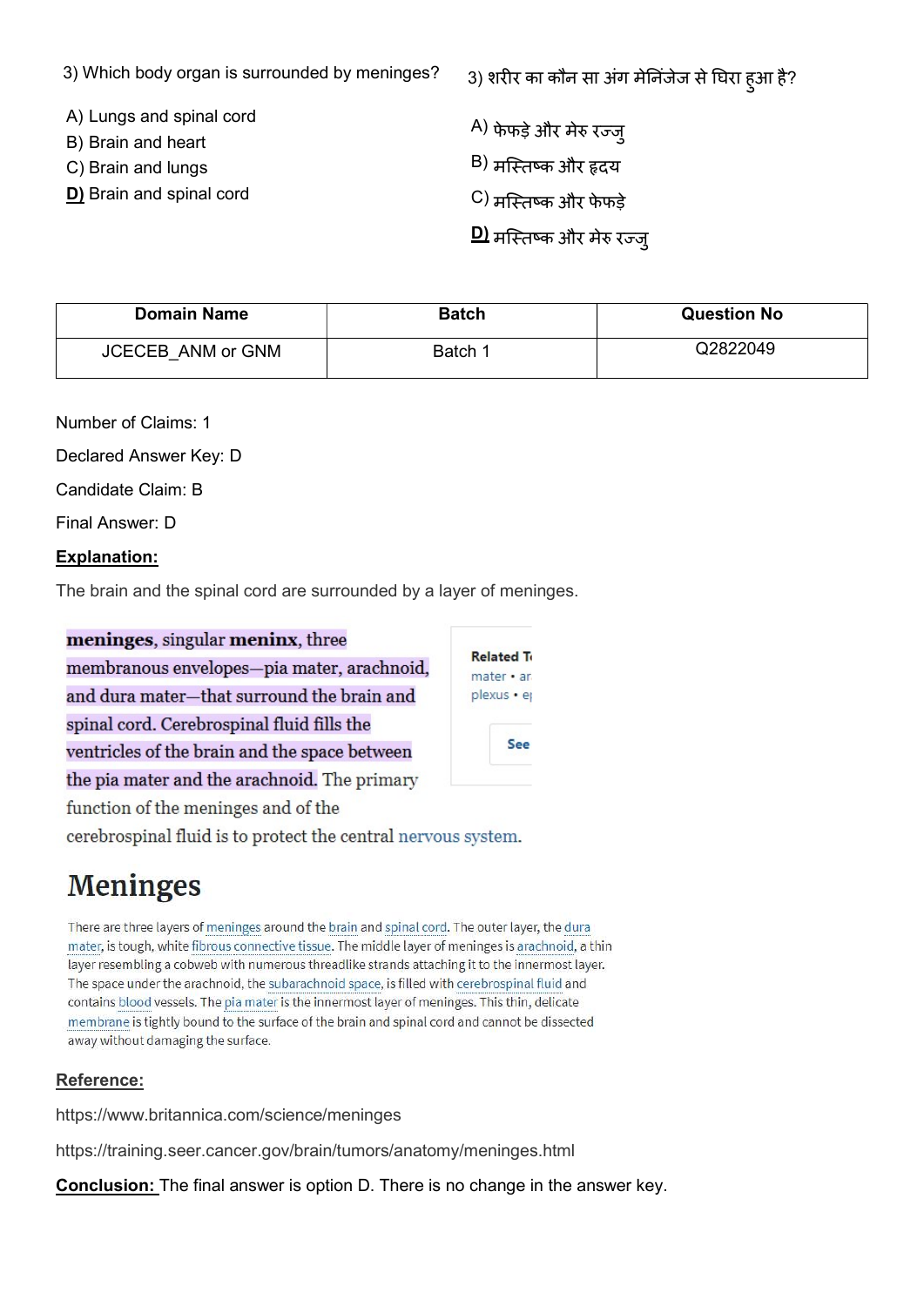3) Which body organ is surrounded by meninges?

A) Lungs and spinal cord
B) Brain and heart
C) Brain and lungs
**D)** Brain and spinal cord

3) शरीर का कौन सा अंग मेनिंजेज से घिरा हुआ है?

A) फेफड़े और मेरु रज्जु
B) मस्तिष्क और हृदय
C) मस्तिष्क और फेफड़े
**D)** मस्तिष्क और मेरु रज्जु

| Domain Name | Batch | Question No |
|---|---|---|
| JCECEB_ANM or GNM | Batch 1 | Q2822049 |

Number of Claims: 1

Declared Answer Key: D

Candidate Claim: B

Final Answer: D

**Explanation:**

The brain and the spinal cord are surrounded by a layer of meninges.

**meninges**, singular **meninx**, three membranous envelopes—pia mater, arachnoid, and dura mater—that surround the brain and spinal cord. Cerebrospinal fluid fills the ventricles of the brain and the space between the pia mater and the arachnoid. The primary function of the meninges and of the cerebrospinal fluid is to protect the central nervous system.

Related T
mater • ar
plexus • e

See

## Meninges

There are three layers of meninges around the brain and spinal cord. The outer layer, the dura mater, is tough, white fibrous connective tissue. The middle layer of meninges is arachnoid, a thin layer resembling a cobweb with numerous threadlike strands attaching it to the innermost layer. The space under the arachnoid, the subarachnoid space, is filled with cerebrospinal fluid and contains blood vessels. The pia mater is the innermost layer of meninges. This thin, delicate membrane is tightly bound to the surface of the brain and spinal cord and cannot be dissected away without damaging the surface.

**Reference:**

https://www.britannica.com/science/meninges

https://training.seer.cancer.gov/brain/tumors/anatomy/meninges.html

**Conclusion:** The final answer is option D. There is no change in the answer key.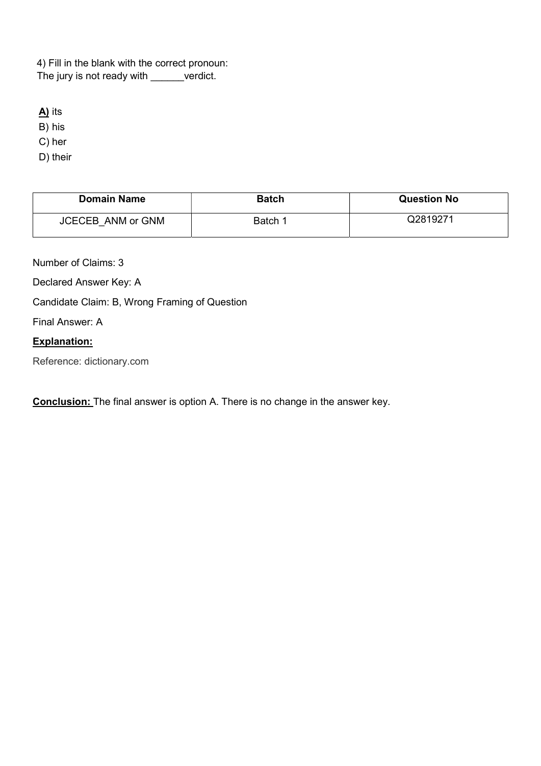4) Fill in the blank with the correct pronoun:
The jury is not ready with ______verdict.

**A)** its
B) his
C) her
D) their

| Domain Name | Batch | Question No |
|---|---|---|
| JCECEB_ANM or GNM | Batch 1 | Q2819271 |

Number of Claims: 3

Declared Answer Key: A

Candidate Claim: B, Wrong Framing of Question

Final Answer: A

**Explanation:**

Reference: dictionary.com

**Conclusion:** The final answer is option A. There is no change in the answer key.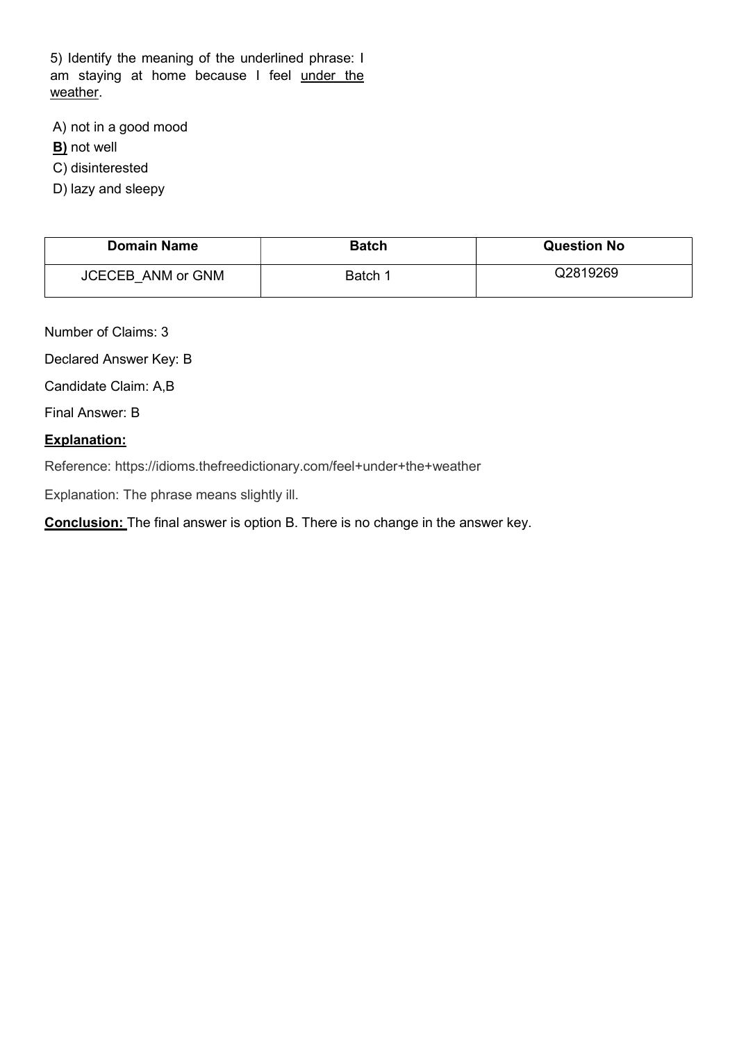5) Identify the meaning of the underlined phrase: I am staying at home because I feel <u>under the weather</u>.

A) not in a good mood

**<u>B)</u>** not well

C) disinterested

D) lazy and sleepy

| Domain Name | Batch | Question No |
| --- | --- | --- |
| JCECEB_ANM or GNM | Batch 1 | Q2819269 |

Number of Claims: 3

Declared Answer Key: B

Candidate Claim: A,B

Final Answer: B

**<u>Explanation:</u>**

Reference: https://idioms.thefreedictionary.com/feel+under+the+weather

Explanation: The phrase means slightly ill.

**<u>Conclusion:</u>** The final answer is option B. There is no change in the answer key.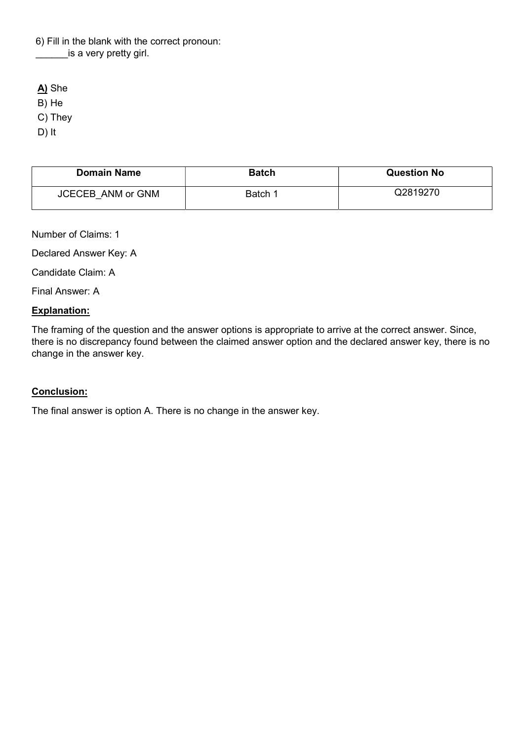6) Fill in the blank with the correct pronoun:
______is a very pretty girl.

**A)** She
B) He
C) They
D) It

| Domain Name | Batch | Question No |
| --- | --- | --- |
| JCECEB_ANM or GNM | Batch 1 | Q2819270 |

Number of Claims: 1

Declared Answer Key: A

Candidate Claim: A

Final Answer: A

**Explanation:**

The framing of the question and the answer options is appropriate to arrive at the correct answer. Since, there is no discrepancy found between the claimed answer option and the declared answer key, there is no change in the answer key.

**Conclusion:**

The final answer is option A. There is no change in the answer key.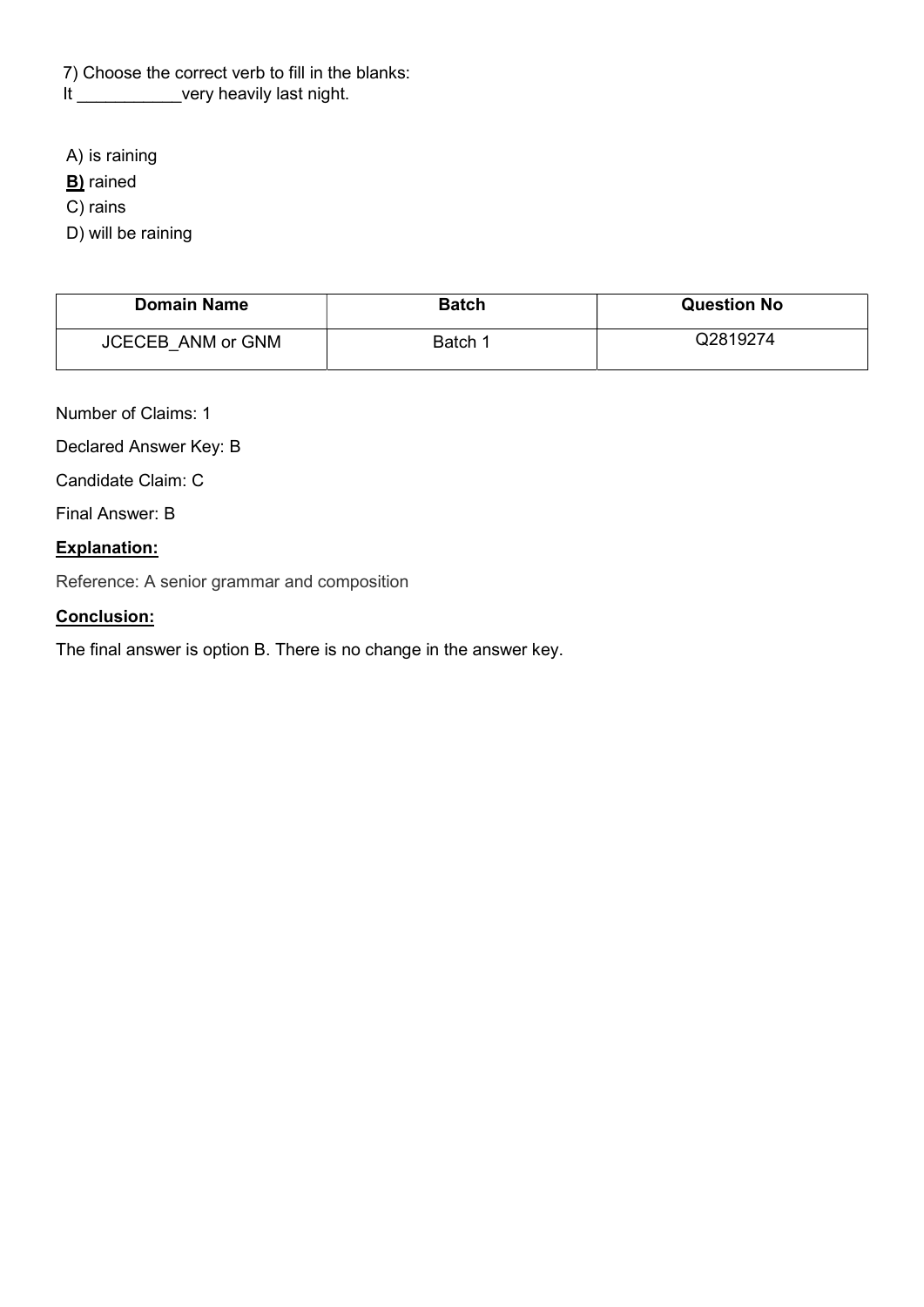7) Choose the correct verb to fill in the blanks:
It ___________very heavily last night.

A) is raining
**<u>B)</u>** rained
C) rains
D) will be raining

| Domain Name | Batch | Question No |
|---|---|---|
| JCECEB_ANM or GNM | Batch 1 | Q2819274 |

Number of Claims: 1

Declared Answer Key: B

Candidate Claim: C

Final Answer: B

**<u>Explanation:</u>**

Reference: A senior grammar and composition

**<u>Conclusion:</u>**

The final answer is option B. There is no change in the answer key.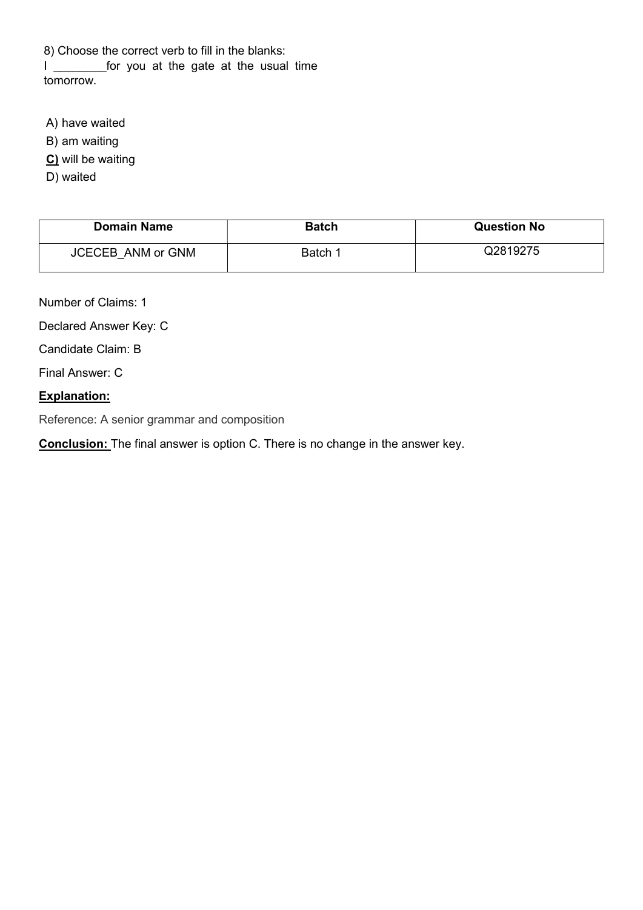8) Choose the correct verb to fill in the blanks:
I ________for you at the gate at the usual time tomorrow.

A) have waited
B) am waiting
**<u>C)</u>** will be waiting
D) waited

| Domain Name | Batch | Question No |
|---|---|---|
| JCECEB_ANM or GNM | Batch 1 | Q2819275 |

Number of Claims: 1

Declared Answer Key: C

Candidate Claim: B

Final Answer: C

**<u>Explanation:</u>**

Reference: A senior grammar and composition

**<u>Conclusion:</u>** The final answer is option C. There is no change in the answer key.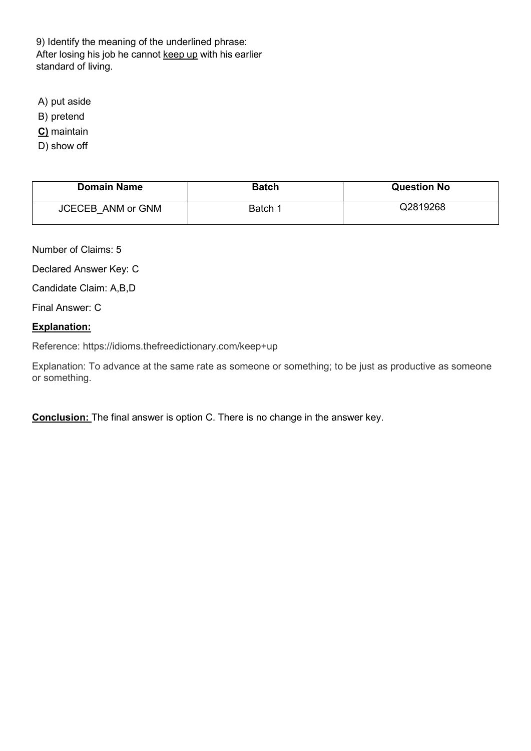9) Identify the meaning of the underlined phrase:
After losing his job he cannot <u>keep up</u> with his earlier standard of living.

A) put aside
B) pretend
**<u>C)</u>** maintain
D) show off

| Domain Name | Batch | Question No |
|---|---|---|
| JCECEB_ANM or GNM | Batch 1 | Q2819268 |

Number of Claims: 5

Declared Answer Key: C

Candidate Claim: A,B,D

Final Answer: C

**<u>Explanation:</u>**

Reference: https://idioms.thefreedictionary.com/keep+up

Explanation: To advance at the same rate as someone or something; to be just as productive as someone or something.

**<u>Conclusion:</u>** The final answer is option C. There is no change in the answer key.